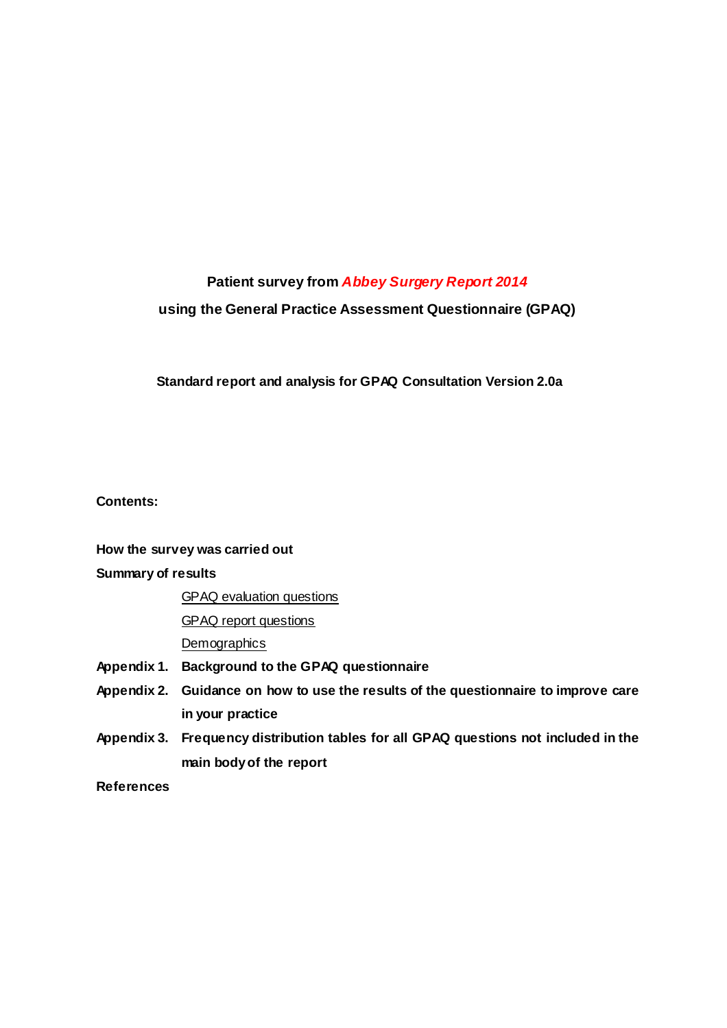# Patient survey from *Abbey Surgery Report 2014*

## using the General Practice Assessment Questionnaire (GPAQ)

### Standard report and analysis for GPAQ Consultation Version 2.0a

**Contents:**

**How the survey was carried out**

**Summary of results**

- GPAQ evaluation questions
- GPAQ report questions
- Demographics

**Appendix 1. Background to the GPAQ questionnaire**

**Appendix 2. Guidance on how to use the results of the questionnaire to improve care in your practice**

**Appendix 3. Frequency distribution tables for all GPAQ questions not included in the main body of the report**

**References**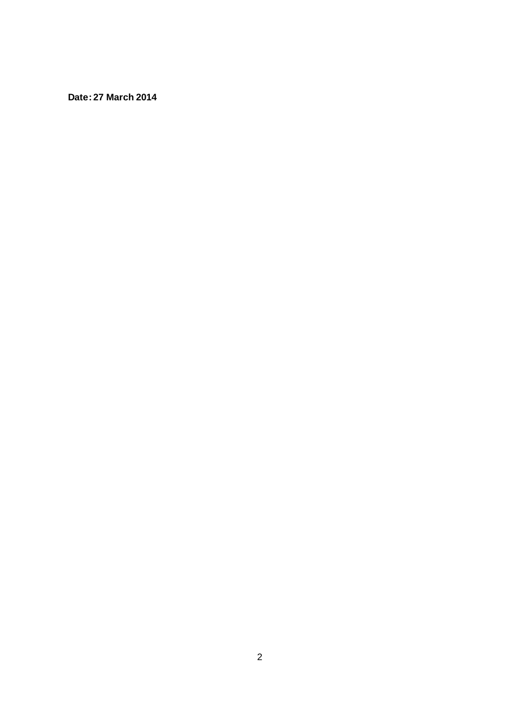**Date: 27 March 2014**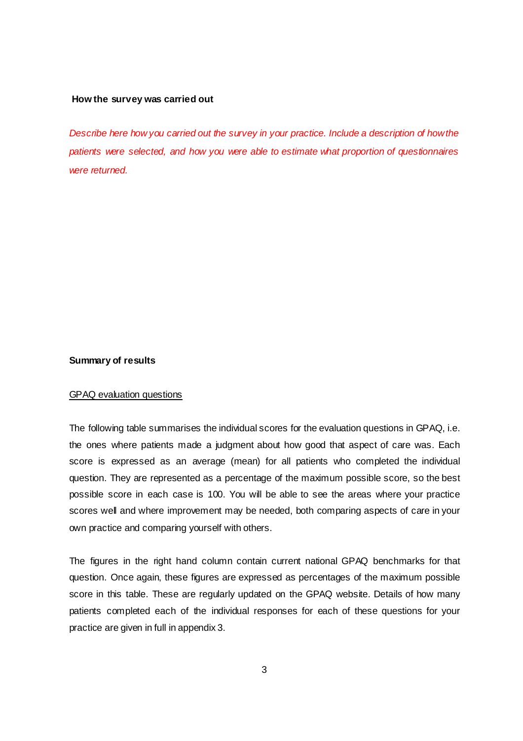**How the survey was carried out**

*Describe here how you carried out the survey in your practice. Include a description of how the patients were selected, and how you were able to estimate what proportion of questionnaires were returned.*

**Summary of results**

GPAQ evaluation questions

The following table summarises the individual scores for the evaluation questions in GPAQ, i.e. the ones where patients made a judgment about how good that aspect of care was. Each score is expressed as an average (mean) for all patients who completed the individual question. They are represented as a percentage of the maximum possible score, so the best possible score in each case is 100. You will be able to see the areas where your practice scores well and where improvement may be needed, both comparing aspects of care in your own practice and comparing yourself with others.

The figures in the right hand column contain current national GPAQ benchmarks for that question. Once again, these figures are expressed as percentages of the maximum possible score in this table. These are regularly updated on the GPAQ website. Details of how many patients completed each of the individual responses for each of these questions for your practice are given in full in appendix 3.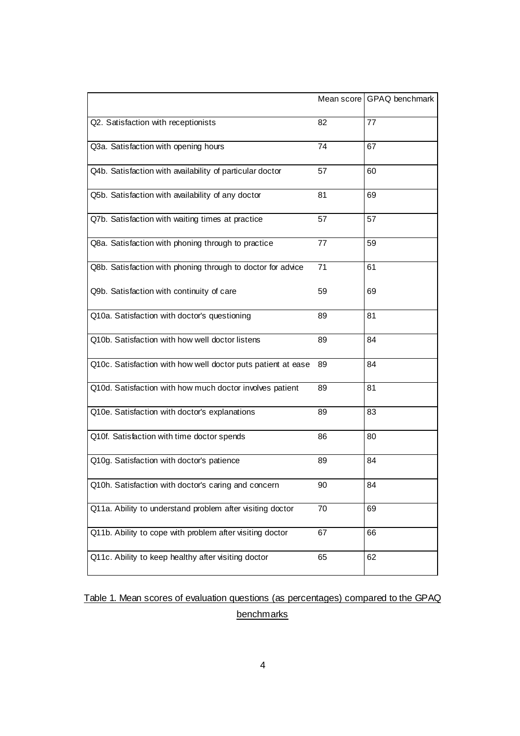| | Mean score | GPAQ benchmark |
|---|---|---|
| Q2. Satisfaction with receptionists | 82 | 77 |
| Q3a. Satisfaction with opening hours | 74 | 67 |
| Q4b. Satisfaction with availability of particular doctor | 57 | 60 |
| Q5b. Satisfaction with availability of any doctor | 81 | 69 |
| Q7b. Satisfaction with waiting times at practice | 57 | 57 |
| Q8a. Satisfaction with phoning through to practice | 77 | 59 |
| Q8b. Satisfaction with phoning through to doctor for advice | 71 | 61 |
| Q9b. Satisfaction with continuity of care | 59 | 69 |
| Q10a. Satisfaction with doctor's questioning | 89 | 81 |
| Q10b. Satisfaction with how well doctor listens | 89 | 84 |
| Q10c. Satisfaction with how well doctor puts patient at ease | 89 | 84 |
| Q10d. Satisfaction with how much doctor involves patient | 89 | 81 |
| Q10e. Satisfaction with doctor's explanations | 89 | 83 |
| Q10f. Satisfaction with time doctor spends | 86 | 80 |
| Q10g. Satisfaction with doctor's patience | 89 | 84 |
| Q10h. Satisfaction with doctor's caring and concern | 90 | 84 |
| Q11a. Ability to understand problem after visiting doctor | 70 | 69 |
| Q11b. Ability to cope with problem after visiting doctor | 67 | 66 |
| Q11c. Ability to keep healthy after visiting doctor | 65 | 62 |

Table 1. Mean scores of evaluation questions (as percentages) compared to the GPAQ benchmarks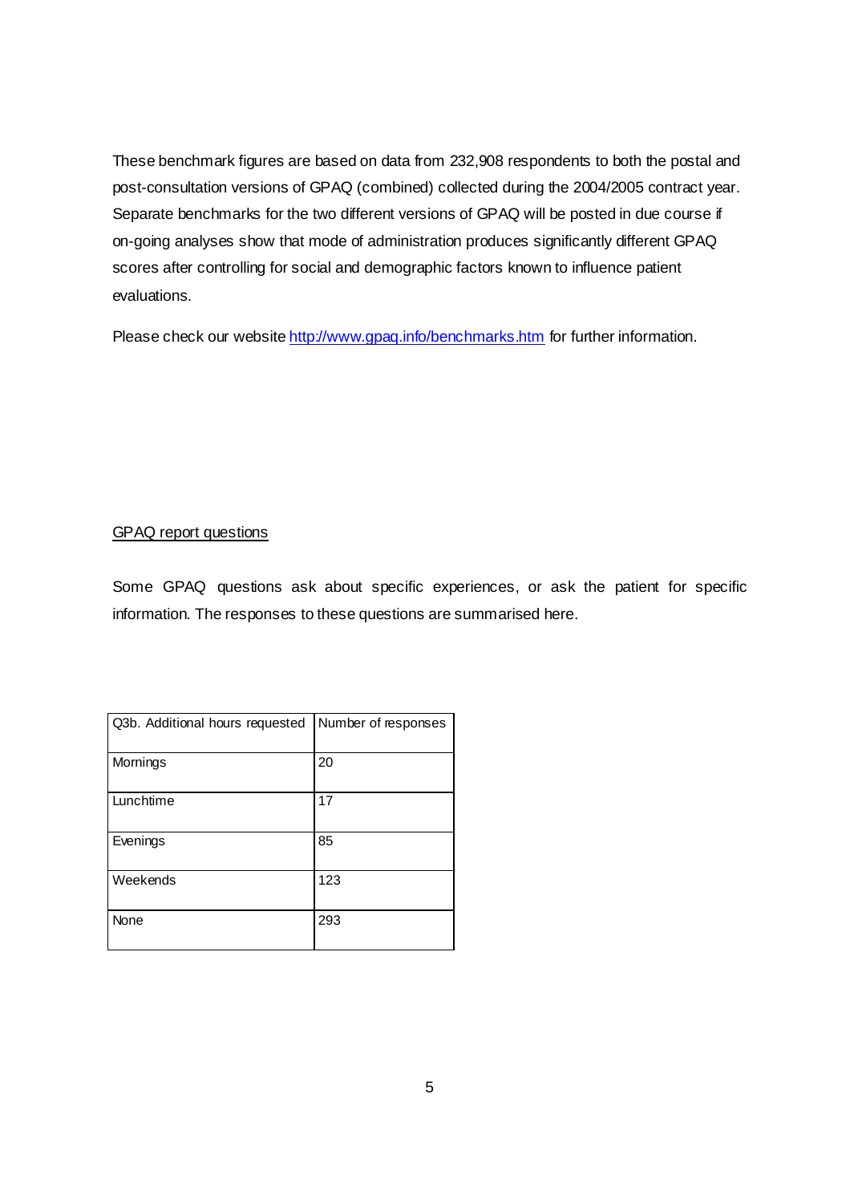These benchmark figures are based on data from 232,908 respondents to both the postal and post-consultation versions of GPAQ (combined) collected during the 2004/2005 contract year. Separate benchmarks for the two different versions of GPAQ will be posted in due course if on-going analyses show that mode of administration produces significantly different GPAQ scores after controlling for social and demographic factors known to influence patient evaluations.

Please check our website http://www.gpaq.info/benchmarks.htm for further information.

## GPAQ report questions

Some GPAQ questions ask about specific experiences, or ask the patient for specific information. The responses to these questions are summarised here.

| Q3b. Additional hours requested | Number of responses |
|---|---|
| Mornings | 20 |
| Lunchtime | 17 |
| Evenings | 85 |
| Weekends | 123 |
| None | 293 |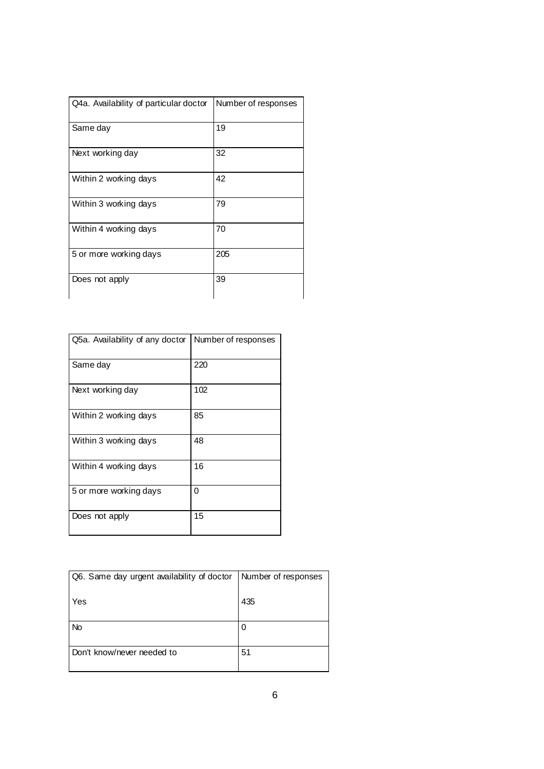| Q4a. Availability of particular doctor | Number of responses |
| --- | --- |
| Same day | 19 |
| Next working day | 32 |
| Within 2 working days | 42 |
| Within 3 working days | 79 |
| Within 4 working days | 70 |
| 5 or more working days | 205 |
| Does not apply | 39 |

| Q5a. Availability of any doctor | Number of responses |
| --- | --- |
| Same day | 220 |
| Next working day | 102 |
| Within 2 working days | 85 |
| Within 3 working days | 48 |
| Within 4 working days | 16 |
| 5 or more working days | 0 |
| Does not apply | 15 |

| Q6. Same day urgent availability of doctor | Number of responses |
| --- | --- |
| Yes | 435 |
| No | 0 |
| Don't know/never needed to | 51 |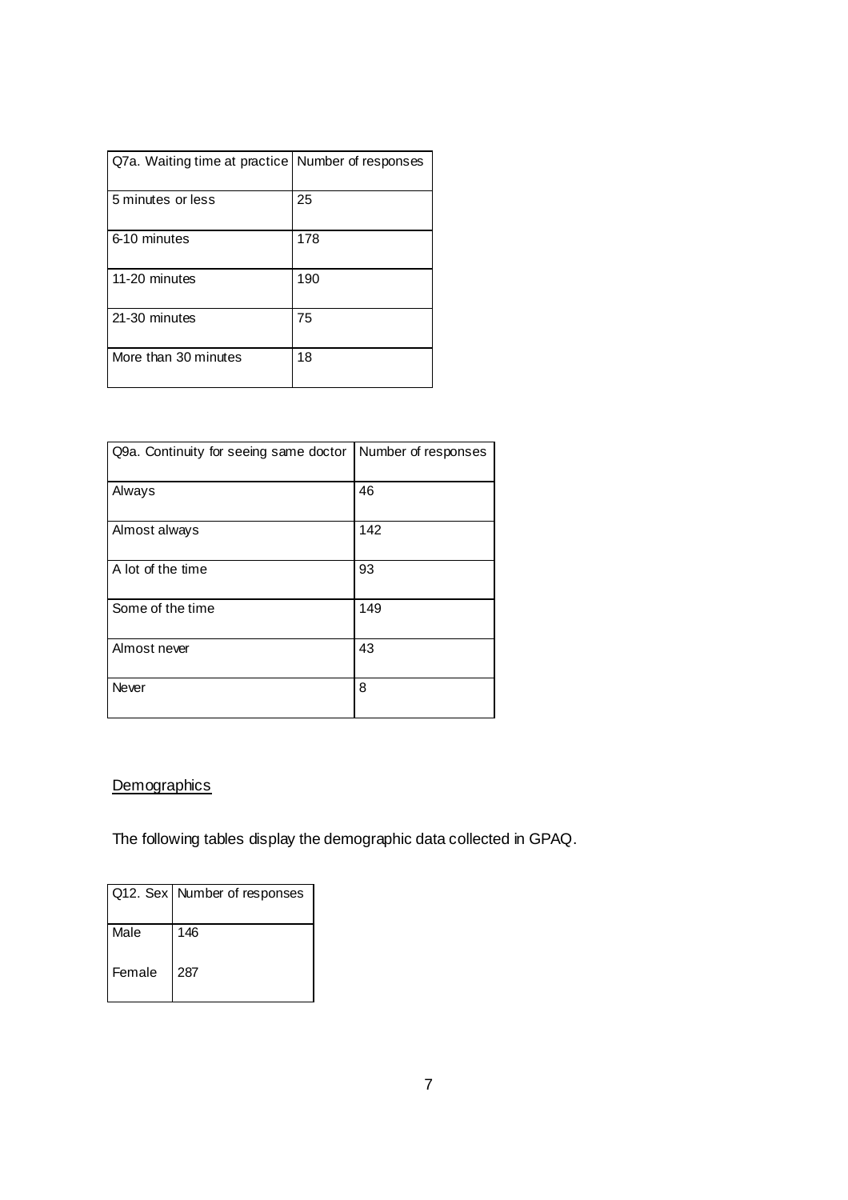| Q7a. Waiting time at practice | Number of responses |
|---|---|
| 5 minutes or less | 25 |
| 6-10 minutes | 178 |
| 11-20 minutes | 190 |
| 21-30 minutes | 75 |
| More than 30 minutes | 18 |

| Q9a. Continuity for seeing same doctor | Number of responses |
|---|---|
| Always | 46 |
| Almost always | 142 |
| A lot of the time | 93 |
| Some of the time | 149 |
| Almost never | 43 |
| Never | 8 |

## Demographics

The following tables display the demographic data collected in GPAQ.

| Q12. Sex | Number of responses |
|---|---|
| Male | 146 |
| Female | 287 |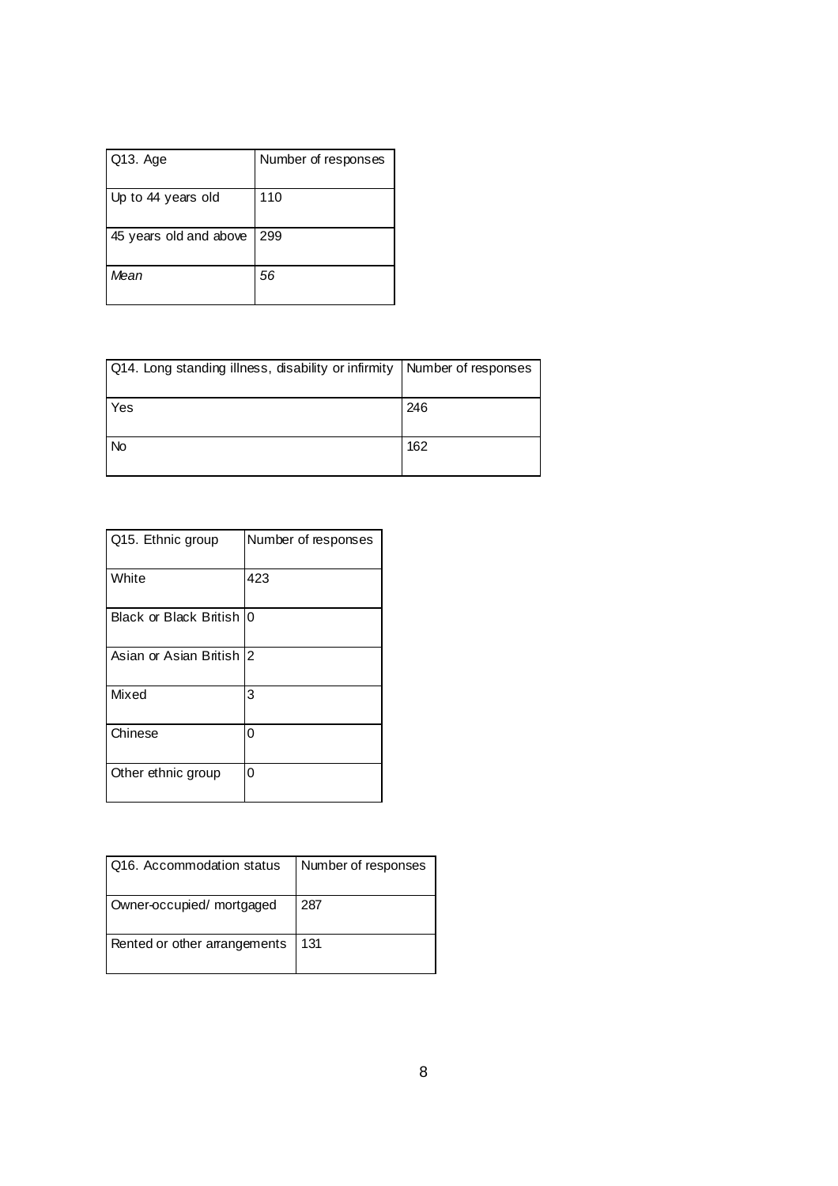| Q13. Age | Number of responses |
|---|---|
| Up to 44 years old | 110 |
| 45 years old and above | 299 |
| *Mean* | *56* |

| Q14. Long standing illness, disability or infirmity | Number of responses |
|---|---|
| Yes | 246 |
| No | 162 |

| Q15. Ethnic group | Number of responses |
|---|---|
| White | 423 |
| Black or Black British | 0 |
| Asian or Asian British | 2 |
| Mixed | 3 |
| Chinese | 0 |
| Other ethnic group | 0 |

| Q16. Accommodation status | Number of responses |
|---|---|
| Owner-occupied/ mortgaged | 287 |
| Rented or other arrangements | 131 |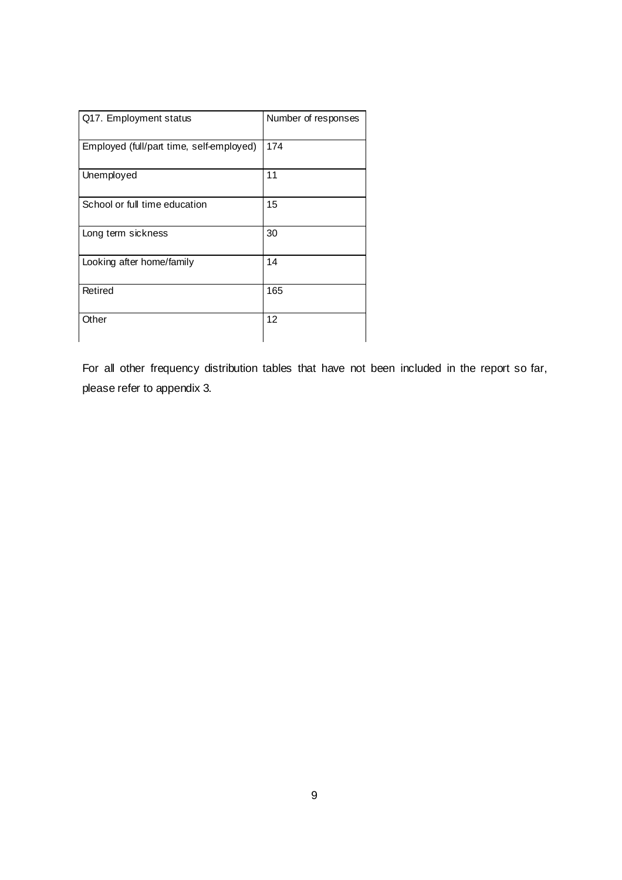| Q17. Employment status | Number of responses |
| --- | --- |
| Employed (full/part time, self-employed) | 174 |
| Unemployed | 11 |
| School or full time education | 15 |
| Long term sickness | 30 |
| Looking after home/family | 14 |
| Retired | 165 |
| Other | 12 |

For all other frequency distribution tables that have not been included in the report so far, please refer to appendix 3.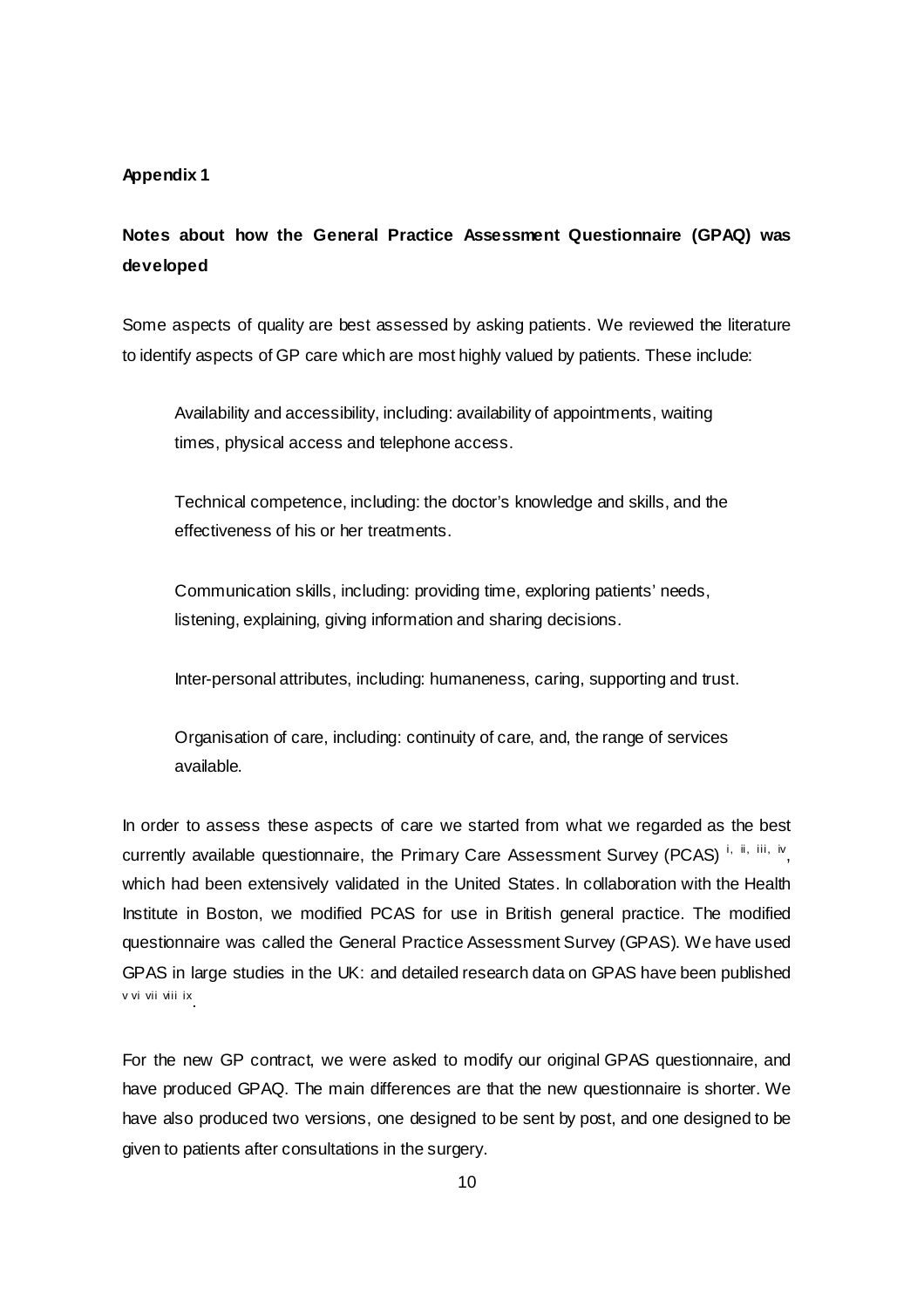**Appendix 1**

**Notes about how the General Practice Assessment Questionnaire (GPAQ) was developed**

Some aspects of quality are best assessed by asking patients. We reviewed the literature to identify aspects of GP care which are most highly valued by patients. These include:

> Availability and accessibility, including: availability of appointments, waiting times, physical access and telephone access.
>
> Technical competence, including: the doctor's knowledge and skills, and the effectiveness of his or her treatments.
>
> Communication skills, including: providing time, exploring patients' needs, listening, explaining, giving information and sharing decisions.
>
> Inter-personal attributes, including: humaneness, caring, supporting and trust.
>
> Organisation of care, including: continuity of care, and, the range of services available.

In order to assess these aspects of care we started from what we regarded as the best currently available questionnaire, the Primary Care Assessment Survey (PCAS) [i, ii, iii, iv], which had been extensively validated in the United States. In collaboration with the Health Institute in Boston, we modified PCAS for use in British general practice. The modified questionnaire was called the General Practice Assessment Survey (GPAS). We have used GPAS in large studies in the UK: and detailed research data on GPAS have been published [v vi vii viii ix].

For the new GP contract, we were asked to modify our original GPAS questionnaire, and have produced GPAQ. The main differences are that the new questionnaire is shorter. We have also produced two versions, one designed to be sent by post, and one designed to be given to patients after consultations in the surgery.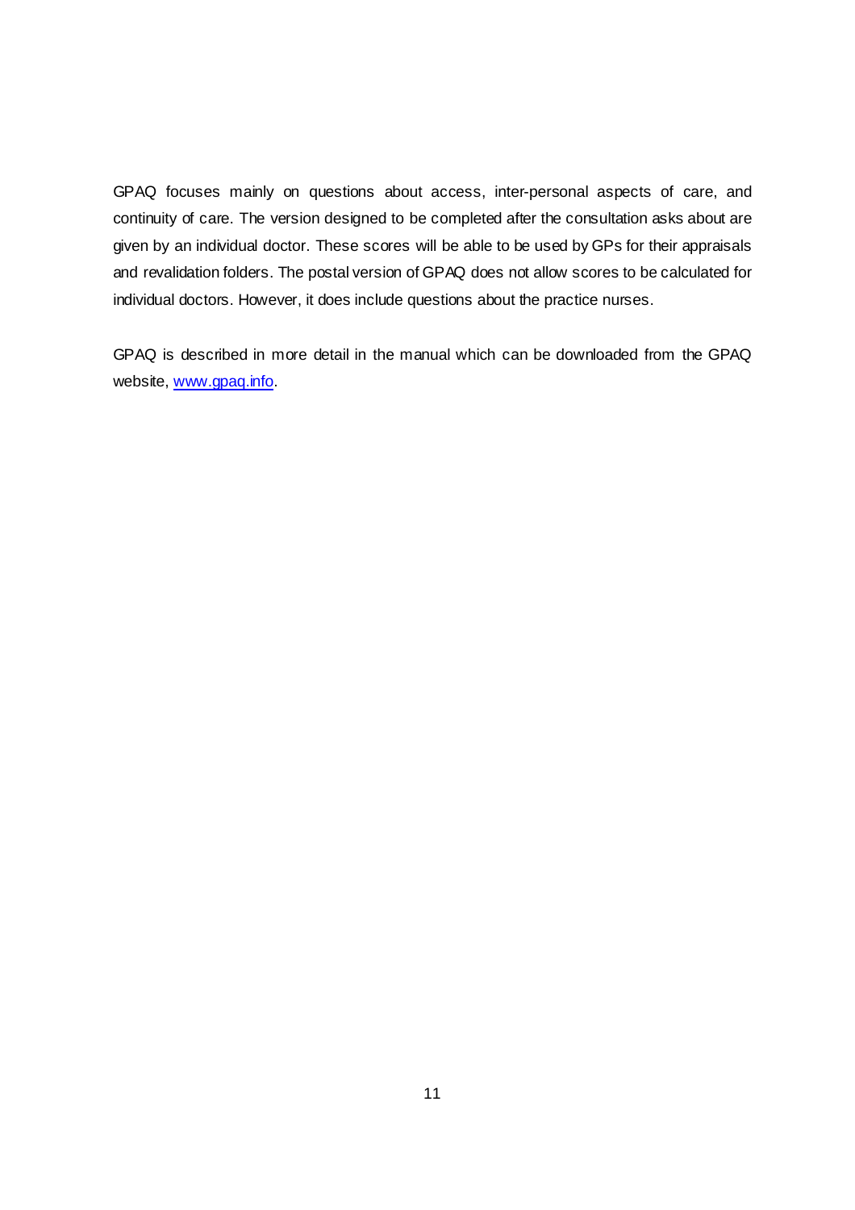GPAQ focuses mainly on questions about access, inter-personal aspects of care, and continuity of care. The version designed to be completed after the consultation asks about are given by an individual doctor. These scores will be able to be used by GPs for their appraisals and revalidation folders. The postal version of GPAQ does not allow scores to be calculated for individual doctors. However, it does include questions about the practice nurses.

GPAQ is described in more detail in the manual which can be downloaded from the GPAQ website, [www.gpaq.info](http://www.gpaq.info).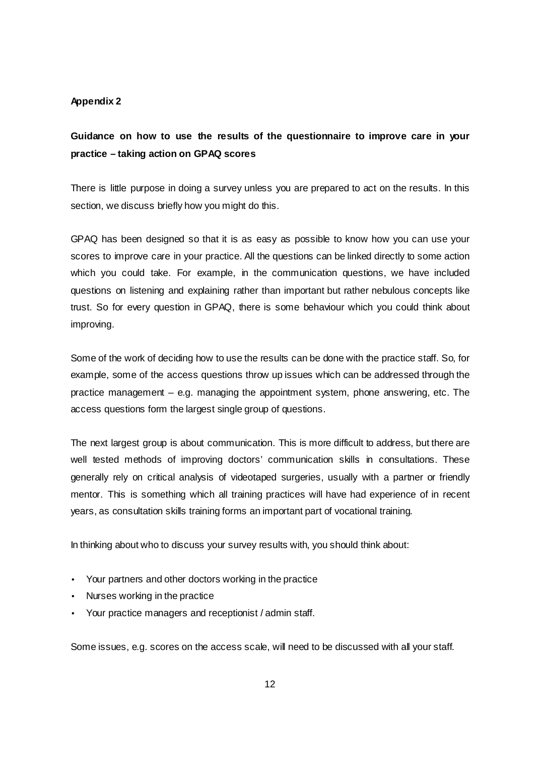**Appendix 2**

## Guidance on how to use the results of the questionnaire to improve care in your practice – taking action on GPAQ scores

There is little purpose in doing a survey unless you are prepared to act on the results. In this section, we discuss briefly how you might do this.

GPAQ has been designed so that it is as easy as possible to know how you can use your scores to improve care in your practice. All the questions can be linked directly to some action which you could take. For example, in the communication questions, we have included questions on listening and explaining rather than important but rather nebulous concepts like trust. So for every question in GPAQ, there is some behaviour which you could think about improving.

Some of the work of deciding how to use the results can be done with the practice staff. So, for example, some of the access questions throw up issues which can be addressed through the practice management – e.g. managing the appointment system, phone answering, etc. The access questions form the largest single group of questions.

The next largest group is about communication. This is more difficult to address, but there are well tested methods of improving doctors' communication skills in consultations. These generally rely on critical analysis of videotaped surgeries, usually with a partner or friendly mentor. This is something which all training practices will have had experience of in recent years, as consultation skills training forms an important part of vocational training.

In thinking about who to discuss your survey results with, you should think about:

- Your partners and other doctors working in the practice
- Nurses working in the practice
- Your practice managers and receptionist / admin staff.

Some issues, e.g. scores on the access scale, will need to be discussed with all your staff.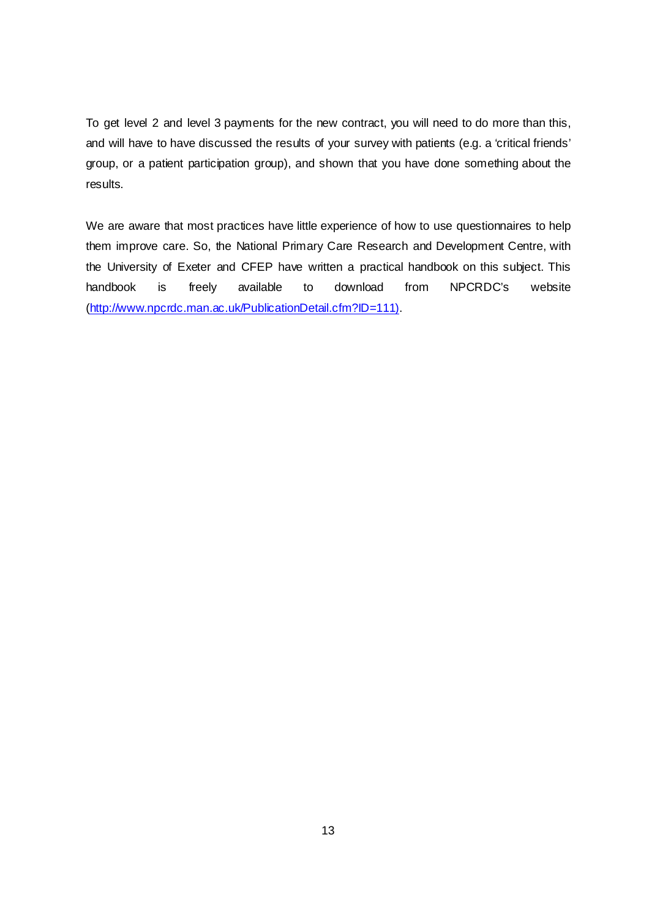To get level 2 and level 3 payments for the new contract, you will need to do more than this, and will have to have discussed the results of your survey with patients (e.g. a 'critical friends' group, or a patient participation group), and shown that you have done something about the results.

We are aware that most practices have little experience of how to use questionnaires to help them improve care. So, the National Primary Care Research and Development Centre, with the University of Exeter and CFEP have written a practical handbook on this subject. This handbook is freely available to download from NPCRDC's website (http://www.npcrdc.man.ac.uk/PublicationDetail.cfm?ID=111).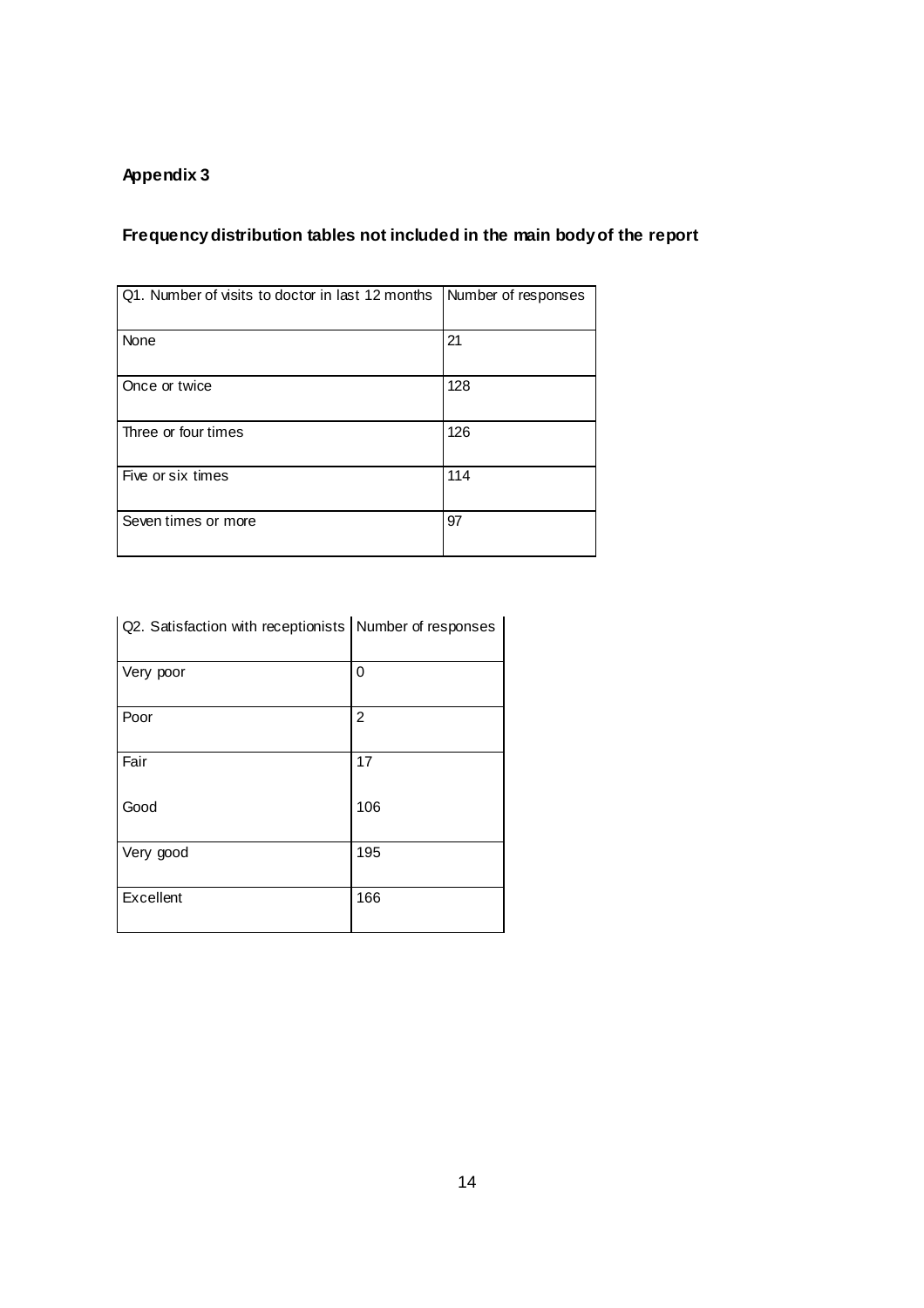**Appendix 3**

**Frequency distribution tables not included in the main body of the report**

| Q1. Number of visits to doctor in last 12 months | Number of responses |
| --- | --- |
| None | 21 |
| Once or twice | 128 |
| Three or four times | 126 |
| Five or six times | 114 |
| Seven times or more | 97 |

| Q2. Satisfaction with receptionists | Number of responses |
| --- | --- |
| Very poor | 0 |
| Poor | 2 |
| Fair | 17 |
| Good | 106 |
| Very good | 195 |
| Excellent | 166 |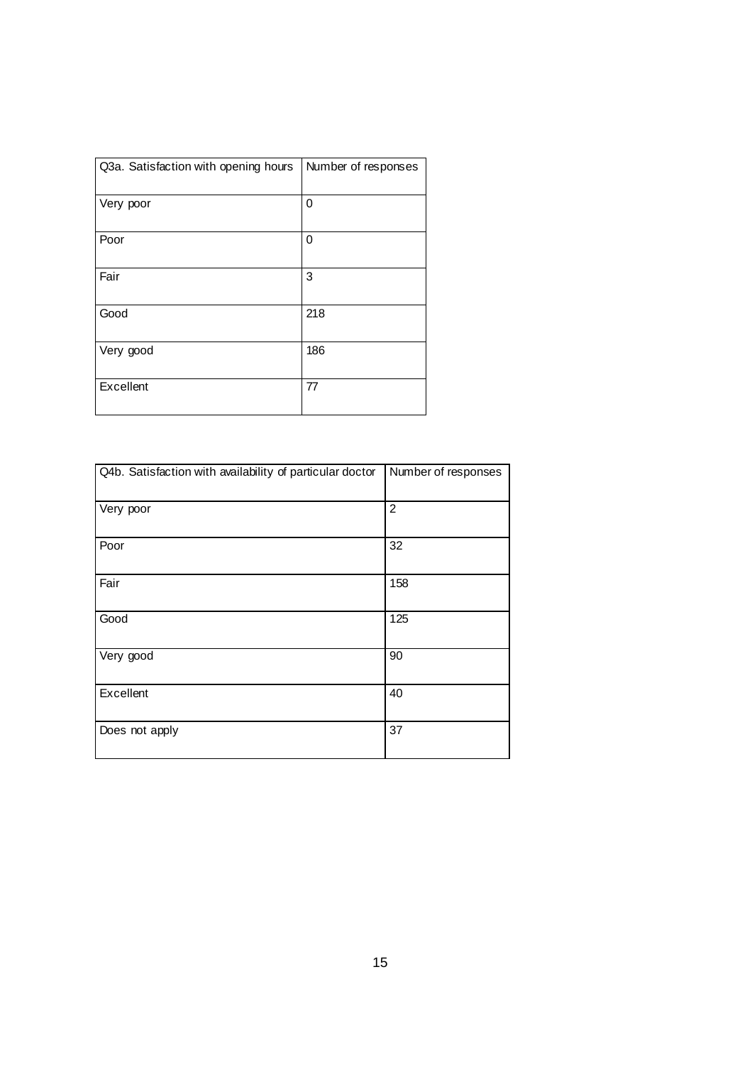| Q3a. Satisfaction with opening hours | Number of responses |
|---|---|
| Very poor | 0 |
| Poor | 0 |
| Fair | 3 |
| Good | 218 |
| Very good | 186 |
| Excellent | 77 |

| Q4b. Satisfaction with availability of particular doctor | Number of responses |
|---|---|
| Very poor | 2 |
| Poor | 32 |
| Fair | 158 |
| Good | 125 |
| Very good | 90 |
| Excellent | 40 |
| Does not apply | 37 |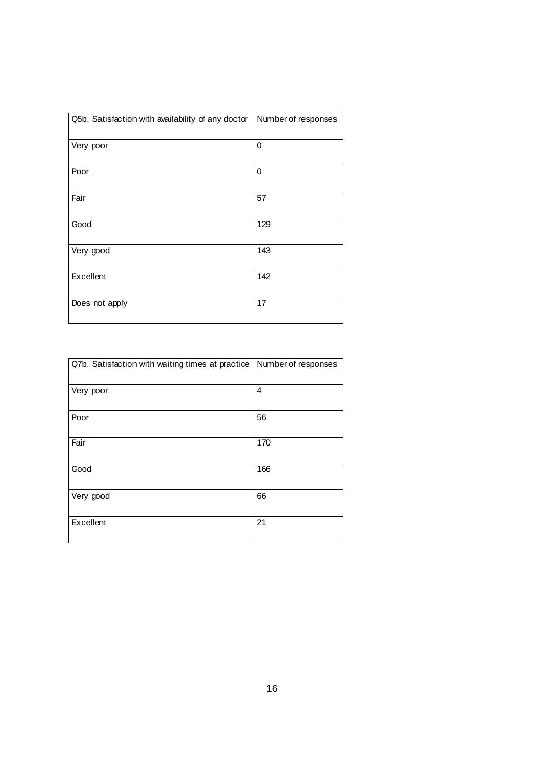| Q5b. Satisfaction with availability of any doctor | Number of responses |
| --- | --- |
| Very poor | 0 |
| Poor | 0 |
| Fair | 57 |
| Good | 129 |
| Very good | 143 |
| Excellent | 142 |
| Does not apply | 17 |

| Q7b. Satisfaction with waiting times at practice | Number of responses |
| --- | --- |
| Very poor | 4 |
| Poor | 56 |
| Fair | 170 |
| Good | 166 |
| Very good | 66 |
| Excellent | 21 |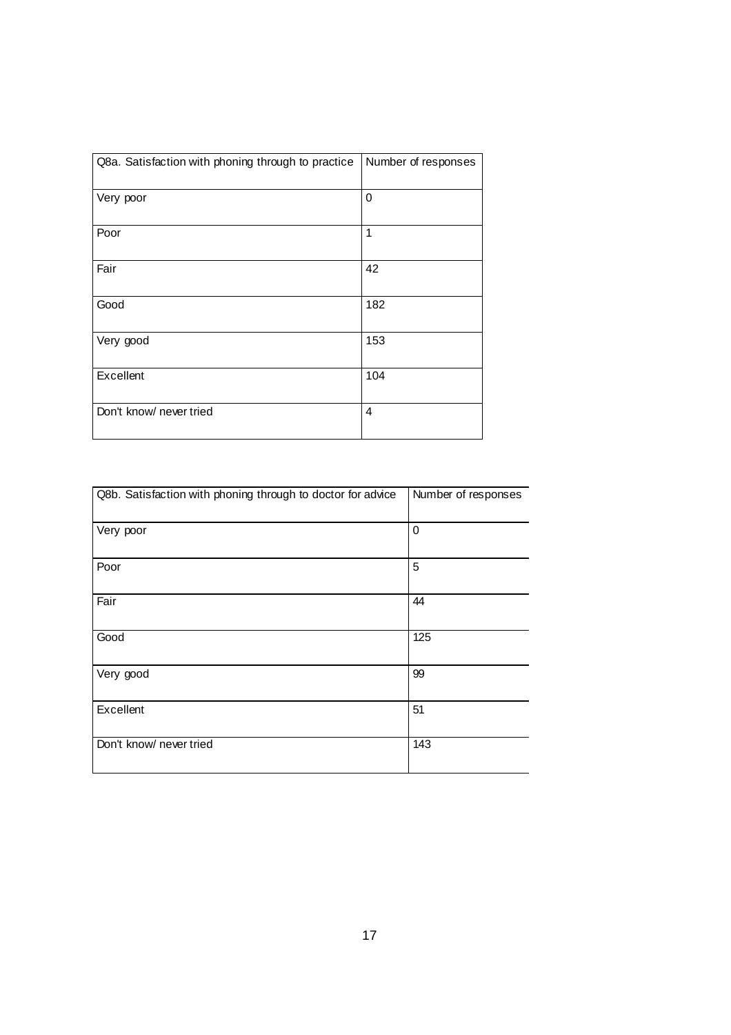| Q8a. Satisfaction with phoning through to practice | Number of responses |
| --- | --- |
| Very poor | 0 |
| Poor | 1 |
| Fair | 42 |
| Good | 182 |
| Very good | 153 |
| Excellent | 104 |
| Don't know/ never tried | 4 |

| Q8b. Satisfaction with phoning through to doctor for advice | Number of responses |
| --- | --- |
| Very poor | 0 |
| Poor | 5 |
| Fair | 44 |
| Good | 125 |
| Very good | 99 |
| Excellent | 51 |
| Don't know/ never tried | 143 |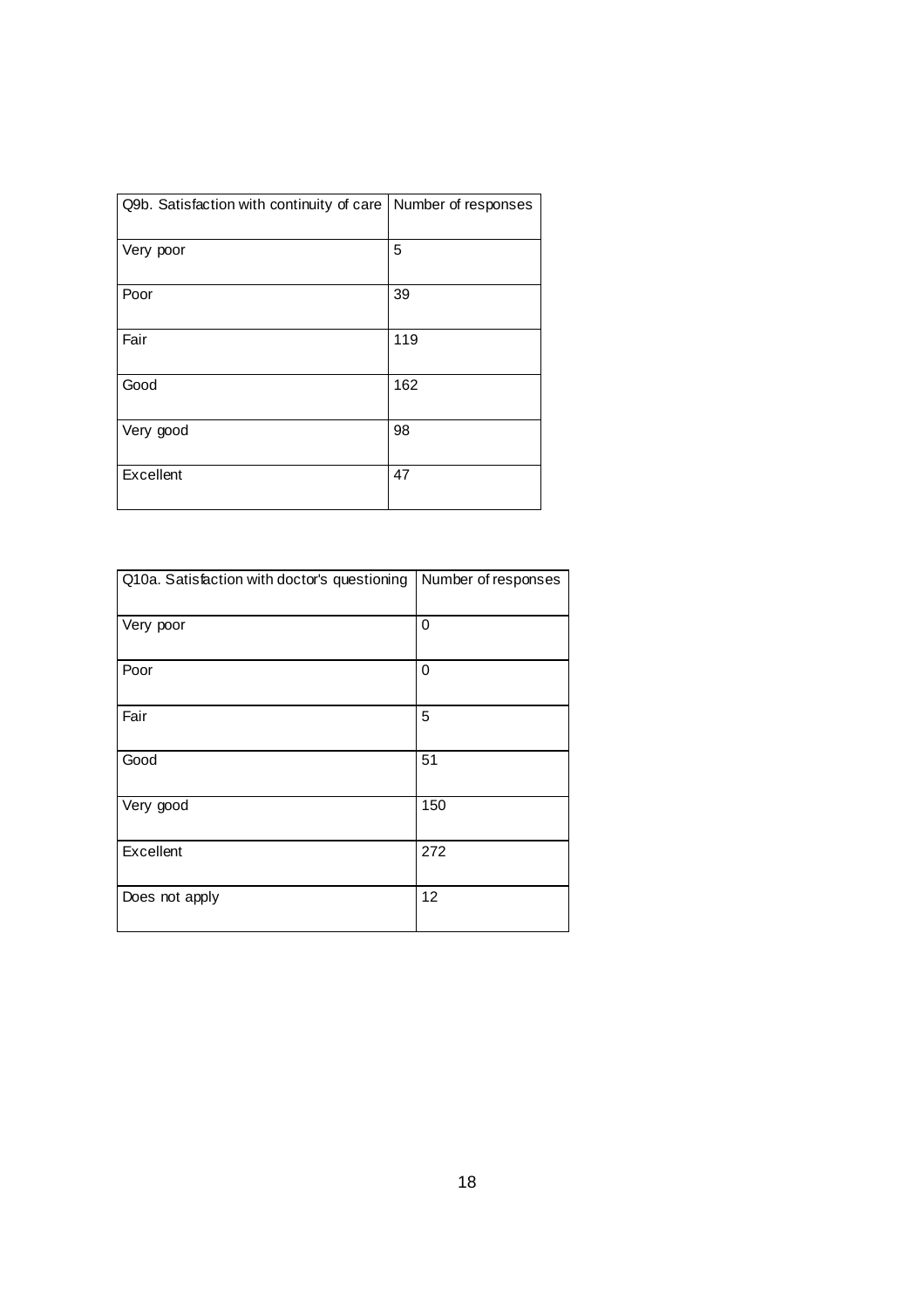| Q9b. Satisfaction with continuity of care | Number of responses |
|---|---|
| Very poor | 5 |
| Poor | 39 |
| Fair | 119 |
| Good | 162 |
| Very good | 98 |
| Excellent | 47 |

| Q10a. Satisfaction with doctor's questioning | Number of responses |
|---|---|
| Very poor | 0 |
| Poor | 0 |
| Fair | 5 |
| Good | 51 |
| Very good | 150 |
| Excellent | 272 |
| Does not apply | 12 |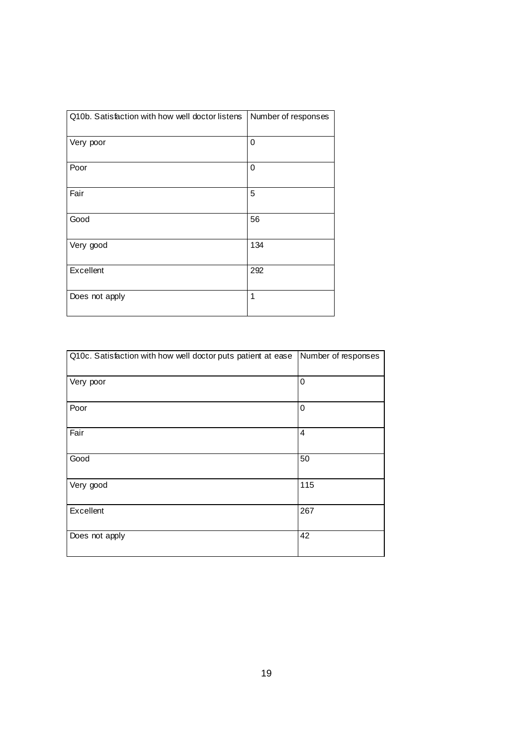| Q10b. Satisfaction with how well doctor listens | Number of responses |
| --- | --- |
| Very poor | 0 |
| Poor | 0 |
| Fair | 5 |
| Good | 56 |
| Very good | 134 |
| Excellent | 292 |
| Does not apply | 1 |

| Q10c. Satisfaction with how well doctor puts patient at ease | Number of responses |
| --- | --- |
| Very poor | 0 |
| Poor | 0 |
| Fair | 4 |
| Good | 50 |
| Very good | 115 |
| Excellent | 267 |
| Does not apply | 42 |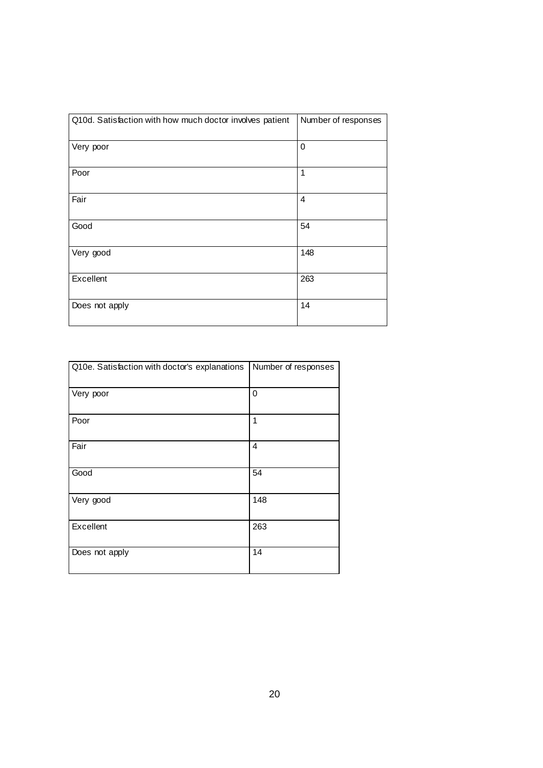| Q10d. Satisfaction with how much doctor involves patient | Number of responses |
|---|---|
| Very poor | 0 |
| Poor | 1 |
| Fair | 4 |
| Good | 54 |
| Very good | 148 |
| Excellent | 263 |
| Does not apply | 14 |

| Q10e. Satisfaction with doctor's explanations | Number of responses |
|---|---|
| Very poor | 0 |
| Poor | 1 |
| Fair | 4 |
| Good | 54 |
| Very good | 148 |
| Excellent | 263 |
| Does not apply | 14 |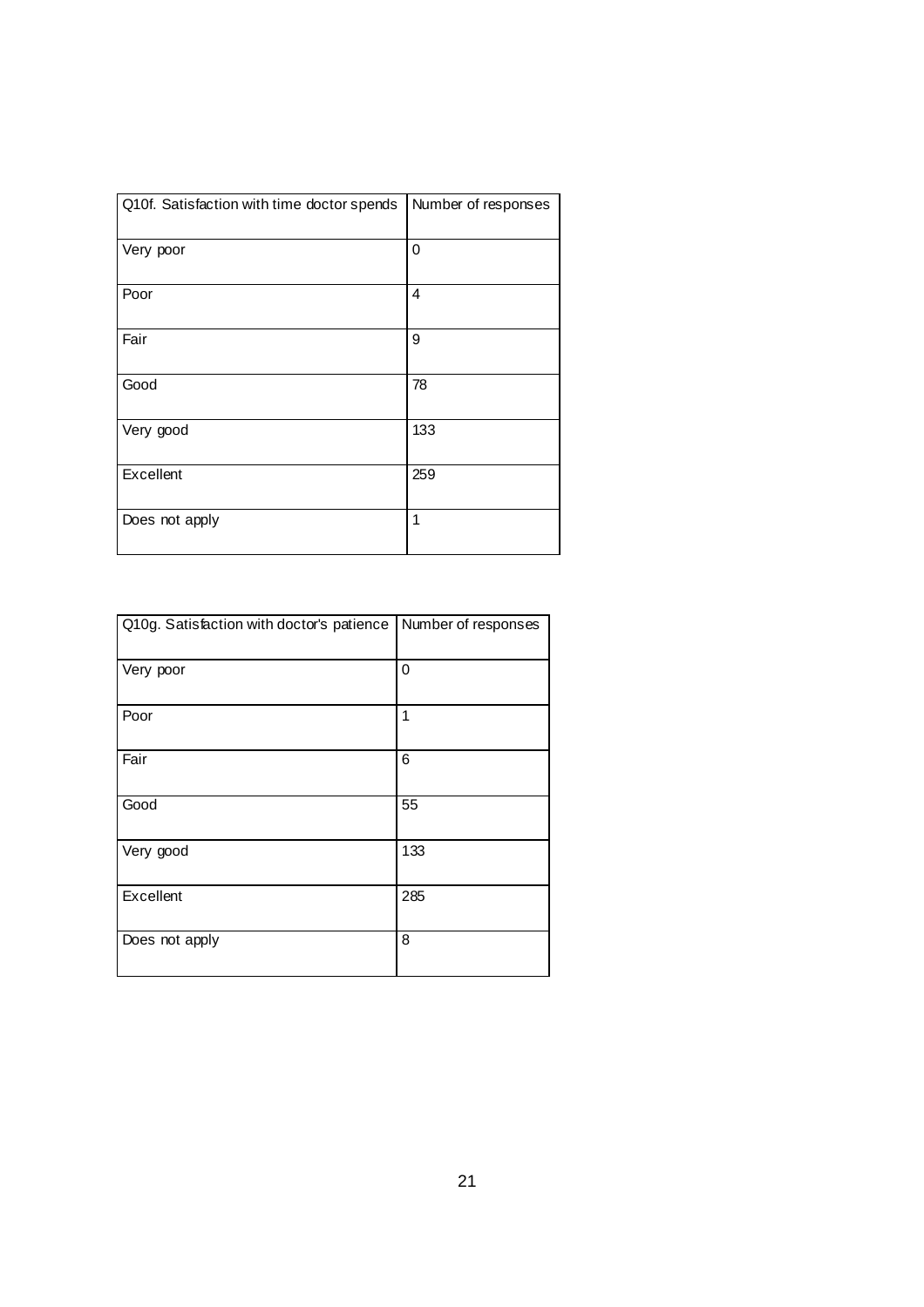| Q10f. Satisfaction with time doctor spends | Number of responses |
| --- | --- |
| Very poor | 0 |
| Poor | 4 |
| Fair | 9 |
| Good | 78 |
| Very good | 133 |
| Excellent | 259 |
| Does not apply | 1 |

| Q10g. Satisfaction with doctor's patience | Number of responses |
| --- | --- |
| Very poor | 0 |
| Poor | 1 |
| Fair | 6 |
| Good | 55 |
| Very good | 133 |
| Excellent | 285 |
| Does not apply | 8 |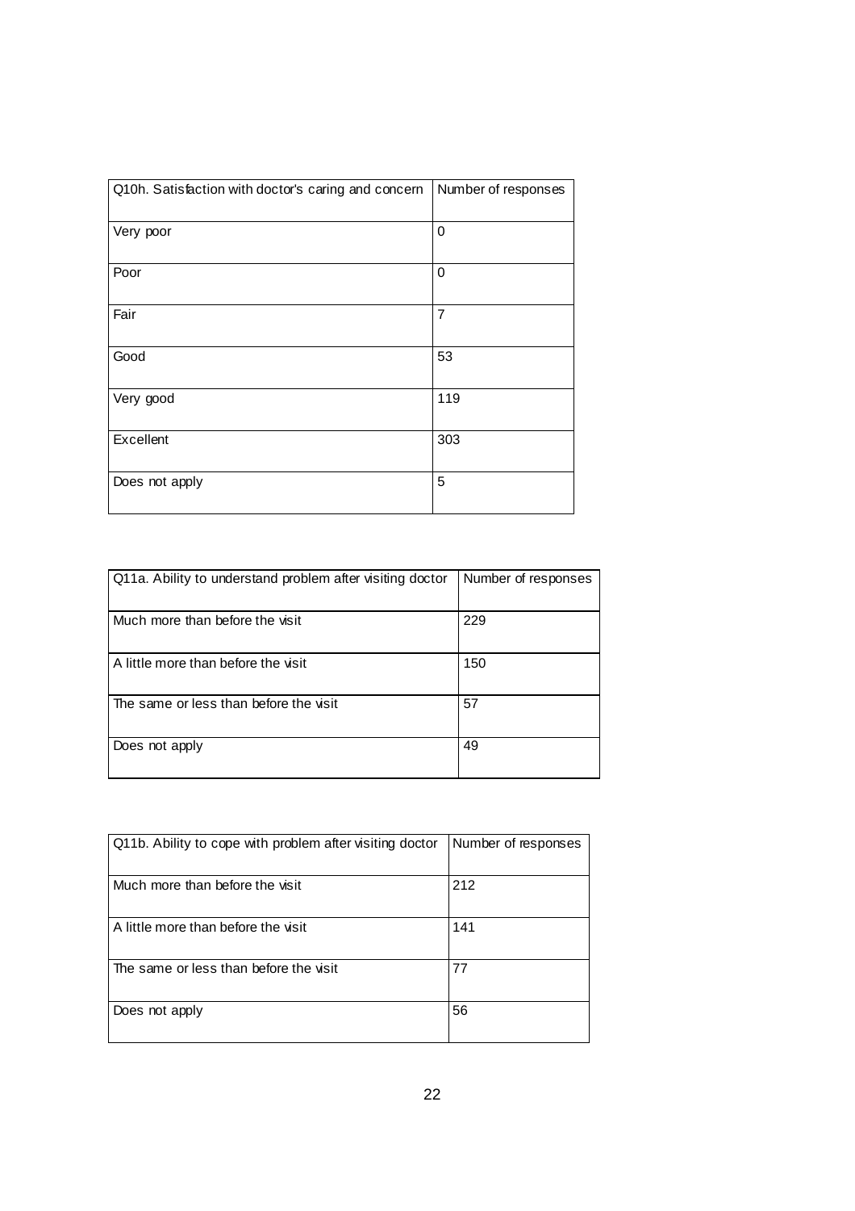| Q10h. Satisfaction with doctor's caring and concern | Number of responses |
| --- | --- |
| Very poor | 0 |
| Poor | 0 |
| Fair | 7 |
| Good | 53 |
| Very good | 119 |
| Excellent | 303 |
| Does not apply | 5 |

| Q11a. Ability to understand problem after visiting doctor | Number of responses |
| --- | --- |
| Much more than before the visit | 229 |
| A little more than before the visit | 150 |
| The same or less than before the visit | 57 |
| Does not apply | 49 |

| Q11b. Ability to cope with problem after visiting doctor | Number of responses |
| --- | --- |
| Much more than before the visit | 212 |
| A little more than before the visit | 141 |
| The same or less than before the visit | 77 |
| Does not apply | 56 |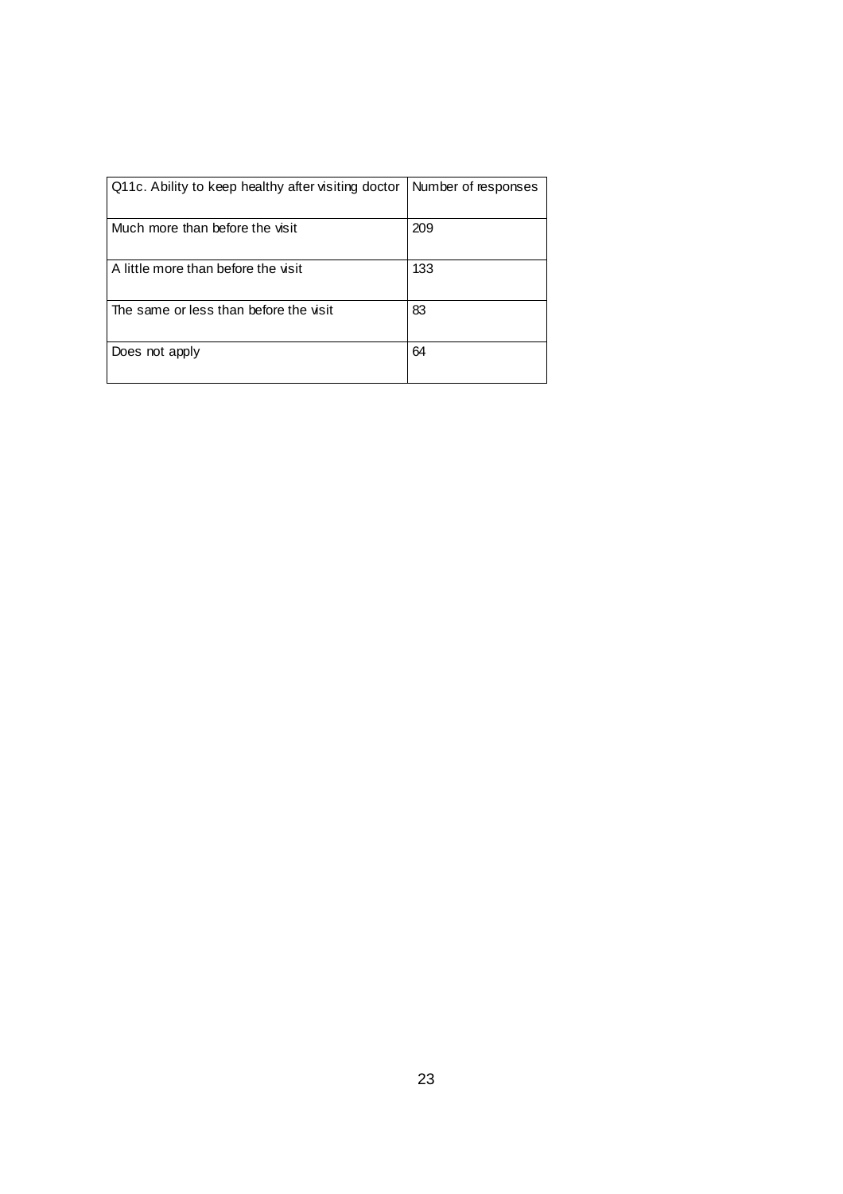| Q11c. Ability to keep healthy after visiting doctor | Number of responses |
| --- | --- |
| Much more than before the visit | 209 |
| A little more than before the visit | 133 |
| The same or less than before the visit | 83 |
| Does not apply | 64 |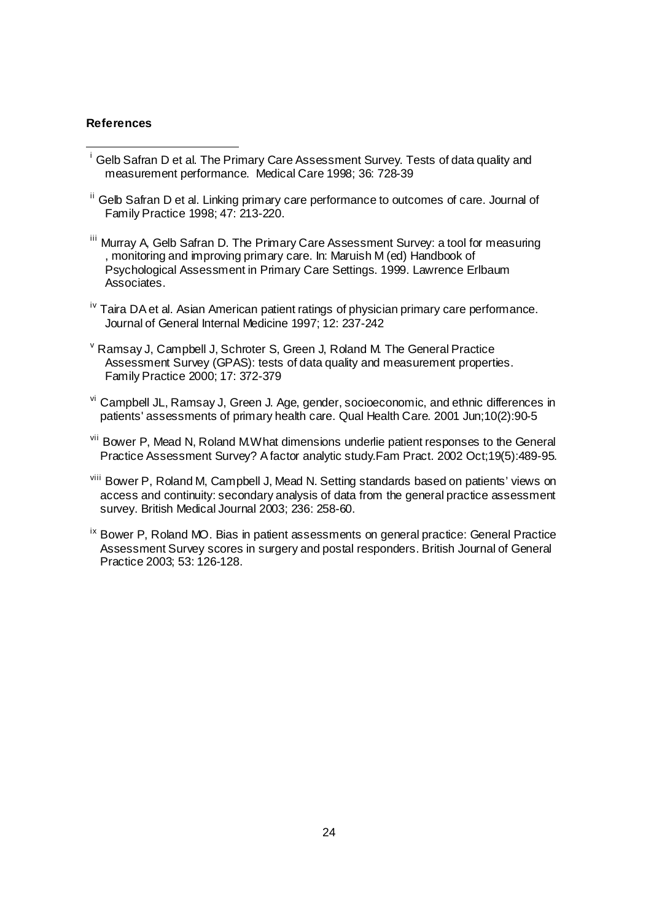**References**

[i] Gelb Safran D et al. The Primary Care Assessment Survey. Tests of data quality and measurement performance. Medical Care 1998; 36: 728-39

[ii] Gelb Safran D et al. Linking primary care performance to outcomes of care. Journal of Family Practice 1998; 47: 213-220.

[iii] Murray A, Gelb Safran D. The Primary Care Assessment Survey: a tool for measuring , monitoring and improving primary care. In: Maruish M (ed) Handbook of Psychological Assessment in Primary Care Settings. 1999. Lawrence Erlbaum Associates.

[iv] Taira DA et al. Asian American patient ratings of physician primary care performance. Journal of General Internal Medicine 1997; 12: 237-242

[v] Ramsay J, Campbell J, Schroter S, Green J, Roland M. The General Practice Assessment Survey (GPAS): tests of data quality and measurement properties. Family Practice 2000; 17: 372-379

[vi] Campbell JL, Ramsay J, Green J. Age, gender, socioeconomic, and ethnic differences in patients' assessments of primary health care. Qual Health Care. 2001 Jun;10(2):90-5

[vii] Bower P, Mead N, Roland M.What dimensions underlie patient responses to the General Practice Assessment Survey? A factor analytic study.Fam Pract. 2002 Oct;19(5):489-95.

[viii] Bower P, Roland M, Campbell J, Mead N. Setting standards based on patients' views on access and continuity: secondary analysis of data from the general practice assessment survey. British Medical Journal 2003; 236: 258-60.

[ix] Bower P, Roland MO. Bias in patient assessments on general practice: General Practice Assessment Survey scores in surgery and postal responders. British Journal of General Practice 2003; 53: 126-128.